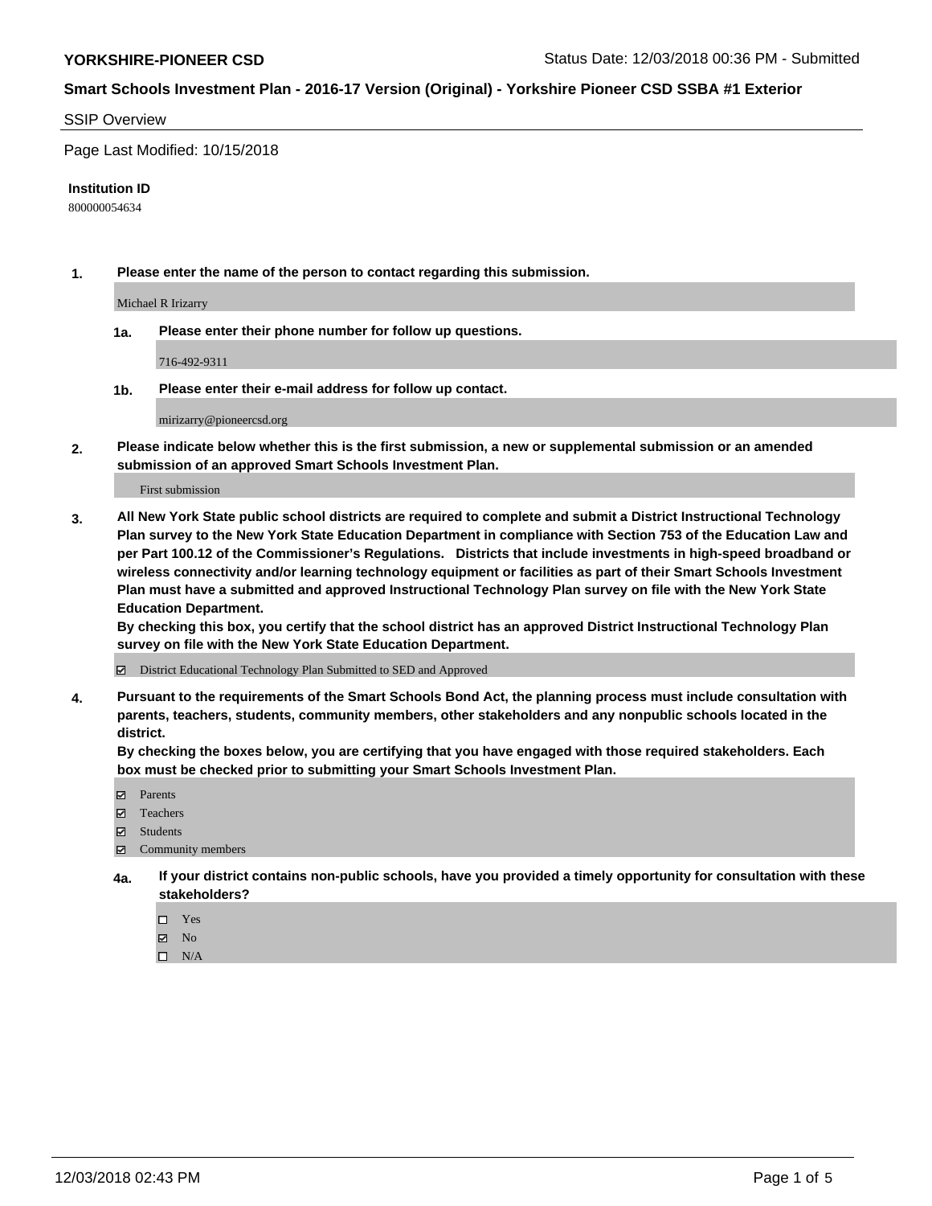**YORKSHIRE-PIONEER CSD** Status Date: 12/03/2018 00:36 PM - Submitted

## Smart Schools Investment Plan - 2016-17 Version (Original) - Yorkshire Pioneer CSD SSBA #1 Exterior

SSIP Overview

Page Last Modified: 10/15/2018

**Institution ID**

800000054634

**1. Please enter the name of the person to contact regarding this submission.**

Michael R Irizarry

**1a. Please enter their phone number for follow up questions.**

716-492-9311

**1b. Please enter their e-mail address for follow up contact.**

mirizarry@pioneercsd.org

**2. Please indicate below whether this is the first submission, a new or supplemental submission or an amended submission of an approved Smart Schools Investment Plan.**

First submission

**3. All New York State public school districts are required to complete and submit a District Instructional Technology Plan survey to the New York State Education Department in compliance with Section 753 of the Education Law and per Part 100.12 of the Commissioner's Regulations. Districts that include investments in high-speed broadband or wireless connectivity and/or learning technology equipment or facilities as part of their Smart Schools Investment Plan must have a submitted and approved Instructional Technology Plan survey on file with the New York State Education Department.**
**By checking this box, you certify that the school district has an approved District Instructional Technology Plan survey on file with the New York State Education Department.**

☑ District Educational Technology Plan Submitted to SED and Approved

**4. Pursuant to the requirements of the Smart Schools Bond Act, the planning process must include consultation with parents, teachers, students, community members, other stakeholders and any nonpublic schools located in the district.**
**By checking the boxes below, you are certifying that you have engaged with those required stakeholders. Each box must be checked prior to submitting your Smart Schools Investment Plan.**

☑ Parents
☑ Teachers
☑ Students
☑ Community members

**4a. If your district contains non-public schools, have you provided a timely opportunity for consultation with these stakeholders?**

☐ Yes
☑ No
☐ N/A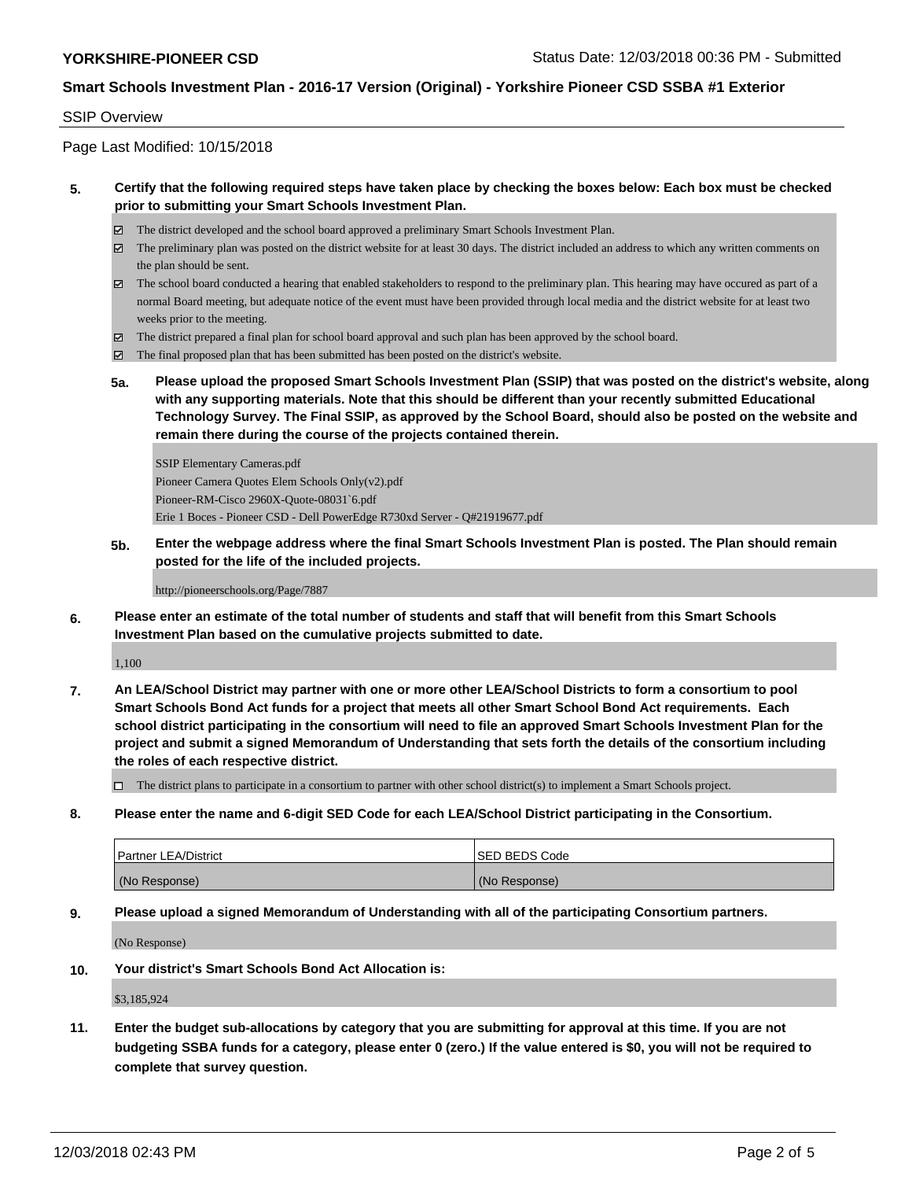## Smart Schools Investment Plan - 2016-17 Version (Original) - Yorkshire Pioneer CSD SSBA #1 Exterior

SSIP Overview

Page Last Modified: 10/15/2018

**5. Certify that the following required steps have taken place by checking the boxes below: Each box must be checked prior to submitting your Smart Schools Investment Plan.**

- ☑ The district developed and the school board approved a preliminary Smart Schools Investment Plan.
- ☑ The preliminary plan was posted on the district website for at least 30 days. The district included an address to which any written comments on the plan should be sent.
- ☑ The school board conducted a hearing that enabled stakeholders to respond to the preliminary plan. This hearing may have occured as part of a normal Board meeting, but adequate notice of the event must have been provided through local media and the district website for at least two weeks prior to the meeting.
- ☑ The district prepared a final plan for school board approval and such plan has been approved by the school board.
- ☑ The final proposed plan that has been submitted has been posted on the district's website.

**5a. Please upload the proposed Smart Schools Investment Plan (SSIP) that was posted on the district's website, along with any supporting materials. Note that this should be different than your recently submitted Educational Technology Survey. The Final SSIP, as approved by the School Board, should also be posted on the website and remain there during the course of the projects contained therein.**

SSIP Elementary Cameras.pdf
Pioneer Camera Quotes Elem Schools Only(v2).pdf
Pioneer-RM-Cisco 2960X-Quote-08031`6.pdf
Erie 1 Boces - Pioneer CSD - Dell PowerEdge R730xd Server - Q#21919677.pdf

**5b. Enter the webpage address where the final Smart Schools Investment Plan is posted. The Plan should remain posted for the life of the included projects.**

http://pioneerschools.org/Page/7887

**6. Please enter an estimate of the total number of students and staff that will benefit from this Smart Schools Investment Plan based on the cumulative projects submitted to date.**

1,100

**7. An LEA/School District may partner with one or more other LEA/School Districts to form a consortium to pool Smart Schools Bond Act funds for a project that meets all other Smart School Bond Act requirements. Each school district participating in the consortium will need to file an approved Smart Schools Investment Plan for the project and submit a signed Memorandum of Understanding that sets forth the details of the consortium including the roles of each respective district.**

- ☐ The district plans to participate in a consortium to partner with other school district(s) to implement a Smart Schools project.

**8. Please enter the name and 6-digit SED Code for each LEA/School District participating in the Consortium.**

| Partner LEA/District | SED BEDS Code |
|---|---|
| (No Response) | (No Response) |

**9. Please upload a signed Memorandum of Understanding with all of the participating Consortium partners.**

(No Response)

**10. Your district's Smart Schools Bond Act Allocation is:**

$3,185,924

**11. Enter the budget sub-allocations by category that you are submitting for approval at this time. If you are not budgeting SSBA funds for a category, please enter 0 (zero.) If the value entered is $0, you will not be required to complete that survey question.**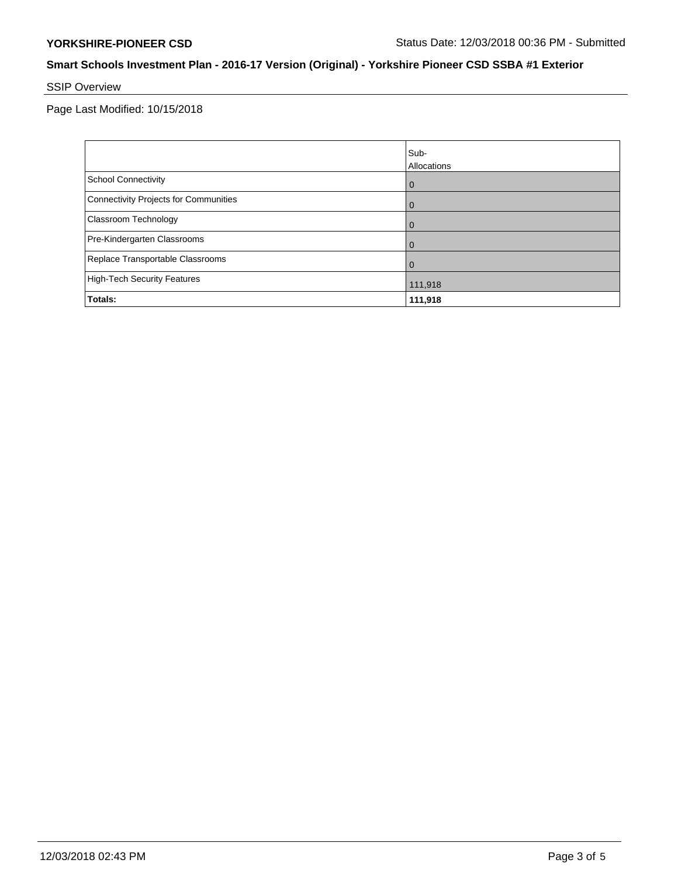## SSIP Overview

Page Last Modified: 10/15/2018

| | Sub-Allocations |
|---|---|
| School Connectivity | 0 |
| Connectivity Projects for Communities | 0 |
| Classroom Technology | 0 |
| Pre-Kindergarten Classrooms | 0 |
| Replace Transportable Classrooms | 0 |
| High-Tech Security Features | 111,918 |
| **Totals:** | **111,918** |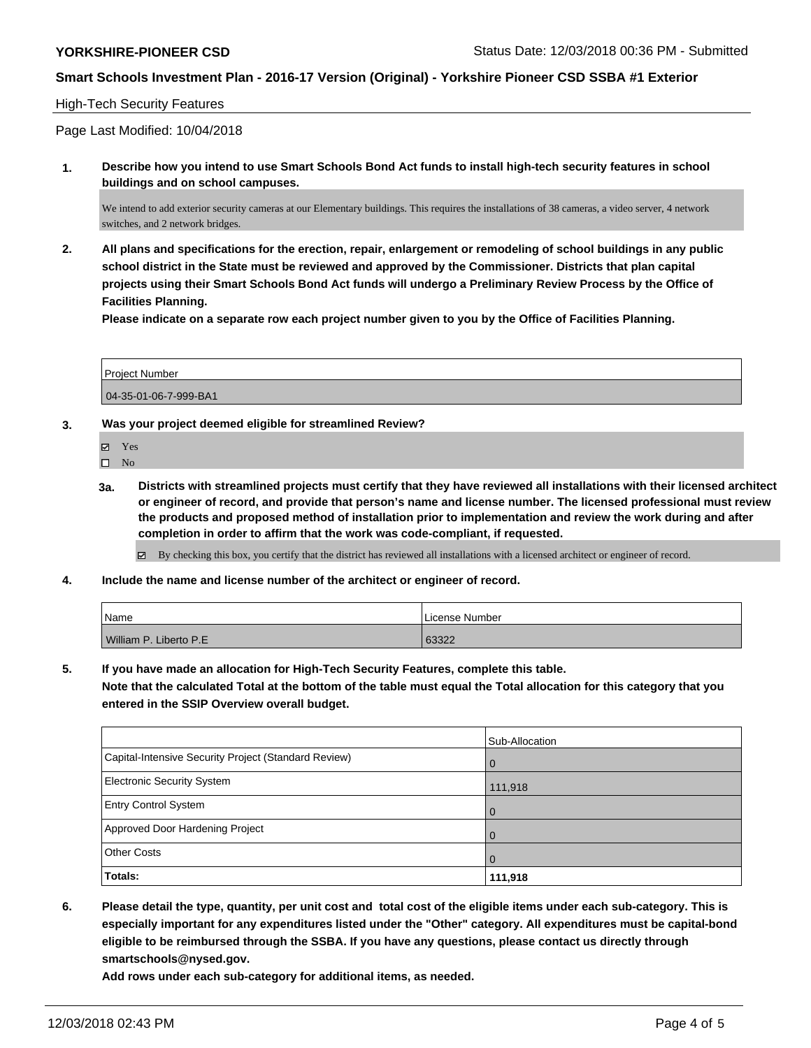High-Tech Security Features

Page Last Modified: 10/04/2018

**1. Describe how you intend to use Smart Schools Bond Act funds to install high-tech security features in school buildings and on school campuses.**

We intend to add exterior security cameras at our Elementary buildings. This requires the installations of 38 cameras, a video server, 4 network switches, and 2 network bridges.

**2. All plans and specifications for the erection, repair, enlargement or remodeling of school buildings in any public school district in the State must be reviewed and approved by the Commissioner. Districts that plan capital projects using their Smart Schools Bond Act funds will undergo a Preliminary Review Process by the Office of Facilities Planning.**

**Please indicate on a separate row each project number given to you by the Office of Facilities Planning.**

| Project Number |
|---|
| 04-35-01-06-7-999-BA1 |

**3. Was your project deemed eligible for streamlined Review?**

- ☑ Yes
- ☐ No

**3a. Districts with streamlined projects must certify that they have reviewed all installations with their licensed architect or engineer of record, and provide that person's name and license number. The licensed professional must review the products and proposed method of installation prior to implementation and review the work during and after completion in order to affirm that the work was code-compliant, if requested.**

- ☑ By checking this box, you certify that the district has reviewed all installations with a licensed architect or engineer of record.

**4. Include the name and license number of the architect or engineer of record.**

| Name | License Number |
|---|---|
| William P. Liberto P.E | 63322 |

**5. If you have made an allocation for High-Tech Security Features, complete this table.**
**Note that the calculated Total at the bottom of the table must equal the Total allocation for this category that you entered in the SSIP Overview overall budget.**

| | Sub-Allocation |
|---|---|
| Capital-Intensive Security Project (Standard Review) | 0 |
| Electronic Security System | 111,918 |
| Entry Control System | 0 |
| Approved Door Hardening Project | 0 |
| Other Costs | 0 |
| **Totals:** | **111,918** |

**6. Please detail the type, quantity, per unit cost and total cost of the eligible items under each sub-category. This is especially important for any expenditures listed under the "Other" category. All expenditures must be capital-bond eligible to be reimbursed through the SSBA. If you have any questions, please contact us directly through smartschools@nysed.gov.**
**Add rows under each sub-category for additional items, as needed.**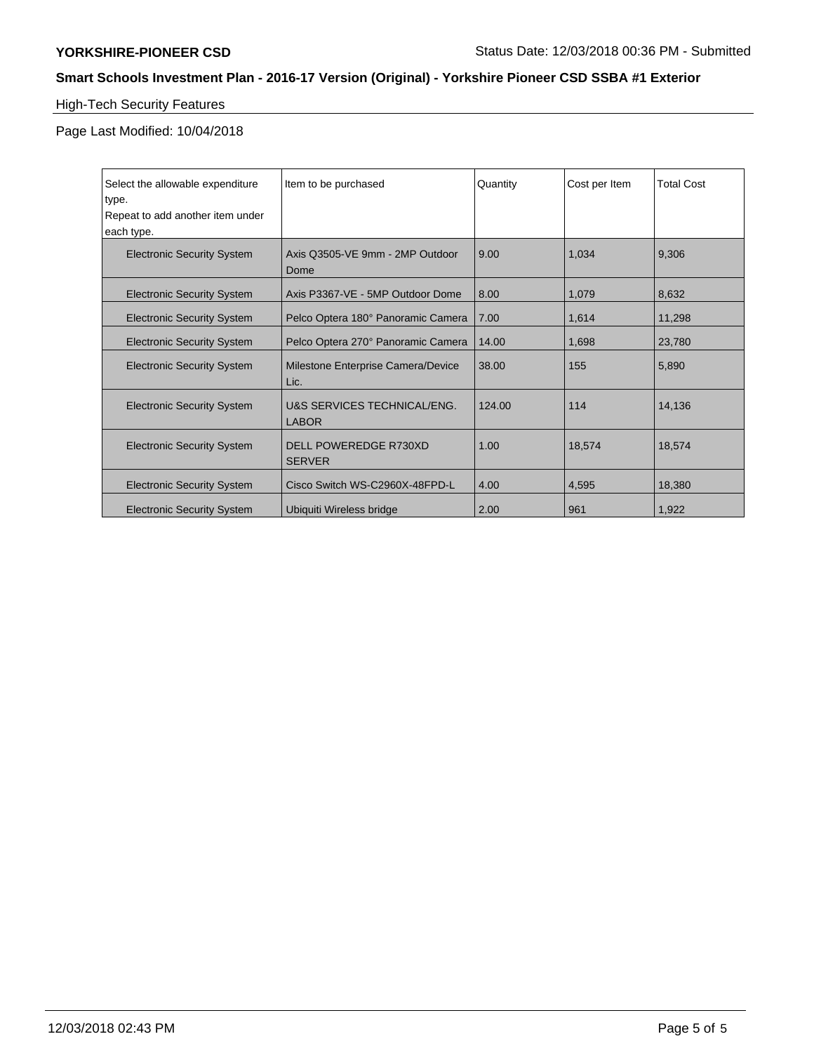## Smart Schools Investment Plan - 2016-17 Version (Original) - Yorkshire Pioneer CSD SSBA #1 Exterior

High-Tech Security Features

Page Last Modified: 10/04/2018

| Select the allowable expenditure type. Repeat to add another item under each type. | Item to be purchased | Quantity | Cost per Item | Total Cost |
|---|---|---|---|---|
| Electronic Security System | Axis Q3505-VE 9mm - 2MP Outdoor Dome | 9.00 | 1,034 | 9,306 |
| Electronic Security System | Axis P3367-VE - 5MP Outdoor Dome | 8.00 | 1,079 | 8,632 |
| Electronic Security System | Pelco Optera 180° Panoramic Camera | 7.00 | 1,614 | 11,298 |
| Electronic Security System | Pelco Optera 270° Panoramic Camera | 14.00 | 1,698 | 23,780 |
| Electronic Security System | Milestone Enterprise Camera/Device Lic. | 38.00 | 155 | 5,890 |
| Electronic Security System | U&S SERVICES TECHNICAL/ENG. LABOR | 124.00 | 114 | 14,136 |
| Electronic Security System | DELL POWEREDGE R730XD SERVER | 1.00 | 18,574 | 18,574 |
| Electronic Security System | Cisco Switch WS-C2960X-48FPD-L | 4.00 | 4,595 | 18,380 |
| Electronic Security System | Ubiquiti Wireless bridge | 2.00 | 961 | 1,922 |